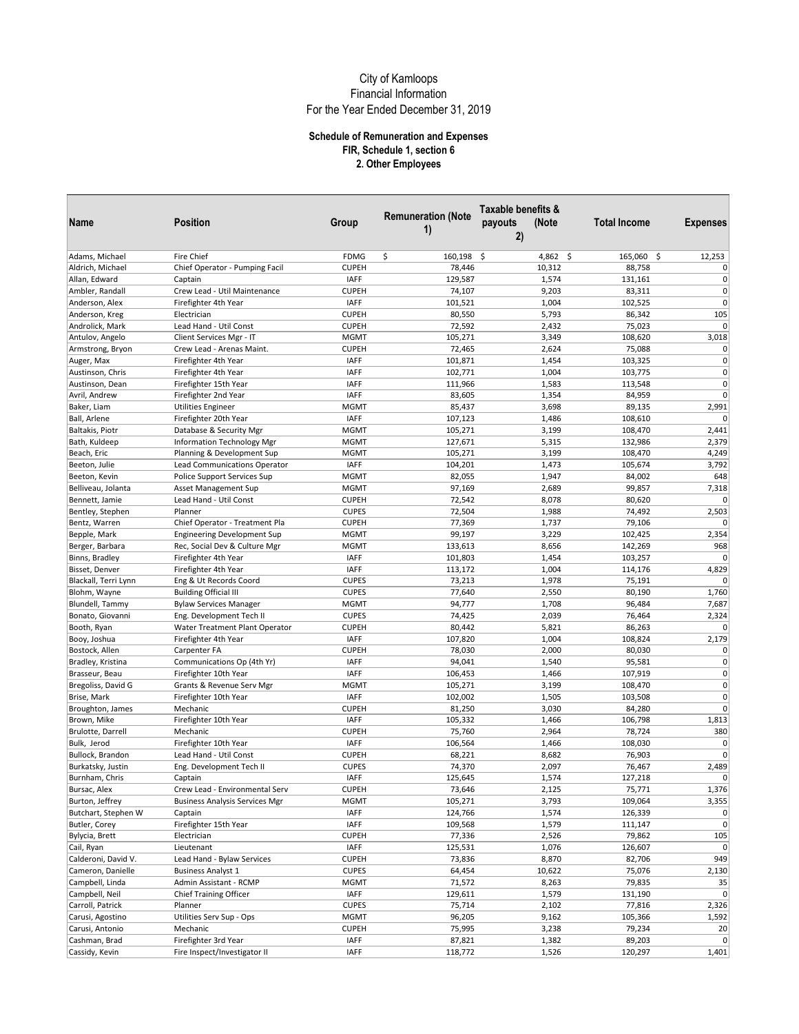# City of Kamloops
## Financial Information
## For the Year Ended December 31, 2019

### Schedule of Remuneration and Expenses
### FIR, Schedule 1, section 6
### 2. Other Employees

| Name | Position | Group | Remuneration (Note 1) | Taxable benefits & payouts (Note 2) | Total Income | Expenses |
|---|---|---|---|---|---|---|
| Adams, Michael | Fire Chief | FDMG | $ 160,198 | $ 4,862 | $ 165,060 | $ 12,253 |
| Aldrich, Michael | Chief Operator - Pumping Facil | CUPEH | 78,446 | 10,312 | 88,758 | 0 |
| Allan, Edward | Captain | IAFF | 129,587 | 1,574 | 131,161 | 0 |
| Ambler, Randall | Crew Lead - Util Maintenance | CUPEH | 74,107 | 9,203 | 83,311 | 0 |
| Anderson, Alex | Firefighter 4th Year | IAFF | 101,521 | 1,004 | 102,525 | 0 |
| Anderson, Kreg | Electrician | CUPEH | 80,550 | 5,793 | 86,342 | 105 |
| Androlick, Mark | Lead Hand - Util Const | CUPEH | 72,592 | 2,432 | 75,023 | 0 |
| Antulov, Angelo | Client Services Mgr - IT | MGMT | 105,271 | 3,349 | 108,620 | 3,018 |
| Armstrong, Bryon | Crew Lead - Arenas Maint. | CUPEH | 72,465 | 2,624 | 75,088 | 0 |
| Auger, Max | Firefighter 4th Year | IAFF | 101,871 | 1,454 | 103,325 | 0 |
| Austinson, Chris | Firefighter 4th Year | IAFF | 102,771 | 1,004 | 103,775 | 0 |
| Austinson, Dean | Firefighter 15th Year | IAFF | 111,966 | 1,583 | 113,548 | 0 |
| Avril, Andrew | Firefighter 2nd Year | IAFF | 83,605 | 1,354 | 84,959 | 0 |
| Baker, Liam | Utilities Engineer | MGMT | 85,437 | 3,698 | 89,135 | 2,991 |
| Ball, Arlene | Firefighter 20th Year | IAFF | 107,123 | 1,486 | 108,610 | 0 |
| Baltakis, Piotr | Database & Security Mgr | MGMT | 105,271 | 3,199 | 108,470 | 2,441 |
| Bath, Kuldeep | Information Technology Mgr | MGMT | 127,671 | 5,315 | 132,986 | 2,379 |
| Beach, Eric | Planning & Development Sup | MGMT | 105,271 | 3,199 | 108,470 | 4,249 |
| Beeton, Julie | Lead Communications Operator | IAFF | 104,201 | 1,473 | 105,674 | 3,792 |
| Beeton, Kevin | Police Support Services Sup | MGMT | 82,055 | 1,947 | 84,002 | 648 |
| Belliveau, Jolanta | Asset Management Sup | MGMT | 97,169 | 2,689 | 99,857 | 7,318 |
| Bennett, Jamie | Lead Hand - Util Const | CUPEH | 72,542 | 8,078 | 80,620 | 0 |
| Bentley, Stephen | Planner | CUPES | 72,504 | 1,988 | 74,492 | 2,503 |
| Bentz, Warren | Chief Operator - Treatment Pla | CUPEH | 77,369 | 1,737 | 79,106 | 0 |
| Bepple, Mark | Engineering Development Sup | MGMT | 99,197 | 3,229 | 102,425 | 2,354 |
| Berger, Barbara | Rec, Social Dev & Culture Mgr | MGMT | 133,613 | 8,656 | 142,269 | 968 |
| Binns, Bradley | Firefighter 4th Year | IAFF | 101,803 | 1,454 | 103,257 | 0 |
| Bisset, Denver | Firefighter 4th Year | IAFF | 113,172 | 1,004 | 114,176 | 4,829 |
| Blackall, Terri Lynn | Eng & Ut Records Coord | CUPES | 73,213 | 1,978 | 75,191 | 0 |
| Blohm, Wayne | Building Official III | CUPES | 77,640 | 2,550 | 80,190 | 1,760 |
| Blundell, Tammy | Bylaw Services Manager | MGMT | 94,777 | 1,708 | 96,484 | 7,687 |
| Bonato, Giovanni | Eng. Development Tech II | CUPES | 74,425 | 2,039 | 76,464 | 2,324 |
| Booth, Ryan | Water Treatment Plant Operator | CUPEH | 80,442 | 5,821 | 86,263 | 0 |
| Booy, Joshua | Firefighter 4th Year | IAFF | 107,820 | 1,004 | 108,824 | 2,179 |
| Bostock, Allen | Carpenter FA | CUPEH | 78,030 | 2,000 | 80,030 | 0 |
| Bradley, Kristina | Communications Op (4th Yr) | IAFF | 94,041 | 1,540 | 95,581 | 0 |
| Brasseur, Beau | Firefighter 10th Year | IAFF | 106,453 | 1,466 | 107,919 | 0 |
| Bregoliss, David G | Grants & Revenue Serv Mgr | MGMT | 105,271 | 3,199 | 108,470 | 0 |
| Brise, Mark | Firefighter 10th Year | IAFF | 102,002 | 1,505 | 103,508 | 0 |
| Broughton, James | Mechanic | CUPEH | 81,250 | 3,030 | 84,280 | 0 |
| Brown, Mike | Firefighter 10th Year | IAFF | 105,332 | 1,466 | 106,798 | 1,813 |
| Brulotte, Darrell | Mechanic | CUPEH | 75,760 | 2,964 | 78,724 | 380 |
| Bulk, Jerod | Firefighter 10th Year | IAFF | 106,564 | 1,466 | 108,030 | 0 |
| Bullock, Brandon | Lead Hand - Util Const | CUPEH | 68,221 | 8,682 | 76,903 | 0 |
| Burkatsky, Justin | Eng. Development Tech II | CUPES | 74,370 | 2,097 | 76,467 | 2,489 |
| Burnham, Chris | Captain | IAFF | 125,645 | 1,574 | 127,218 | 0 |
| Bursac, Alex | Crew Lead - Environmental Serv | CUPEH | 73,646 | 2,125 | 75,771 | 1,376 |
| Burton, Jeffrey | Business Analysis Services Mgr | MGMT | 105,271 | 3,793 | 109,064 | 3,355 |
| Butchart, Stephen W | Captain | IAFF | 124,766 | 1,574 | 126,339 | 0 |
| Butler, Corey | Firefighter 15th Year | IAFF | 109,568 | 1,579 | 111,147 | 0 |
| Bylycia, Brett | Electrician | CUPEH | 77,336 | 2,526 | 79,862 | 105 |
| Cail, Ryan | Lieutenant | IAFF | 125,531 | 1,076 | 126,607 | 0 |
| Calderoni, David V. | Lead Hand - Bylaw Services | CUPEH | 73,836 | 8,870 | 82,706 | 949 |
| Cameron, Danielle | Business Analyst 1 | CUPES | 64,454 | 10,622 | 75,076 | 2,130 |
| Campbell, Linda | Admin Assistant - RCMP | MGMT | 71,572 | 8,263 | 79,835 | 35 |
| Campbell, Neil | Chief Training Officer | IAFF | 129,611 | 1,579 | 131,190 | 0 |
| Carroll, Patrick | Planner | CUPES | 75,714 | 2,102 | 77,816 | 2,326 |
| Carusi, Agostino | Utilities Serv Sup - Ops | MGMT | 96,205 | 9,162 | 105,366 | 1,592 |
| Carusi, Antonio | Mechanic | CUPEH | 75,995 | 3,238 | 79,234 | 20 |
| Cashman, Brad | Firefighter 3rd Year | IAFF | 87,821 | 1,382 | 89,203 | 0 |
| Cassidy, Kevin | Fire Inspect/Investigator II | IAFF | 118,772 | 1,526 | 120,297 | 1,401 |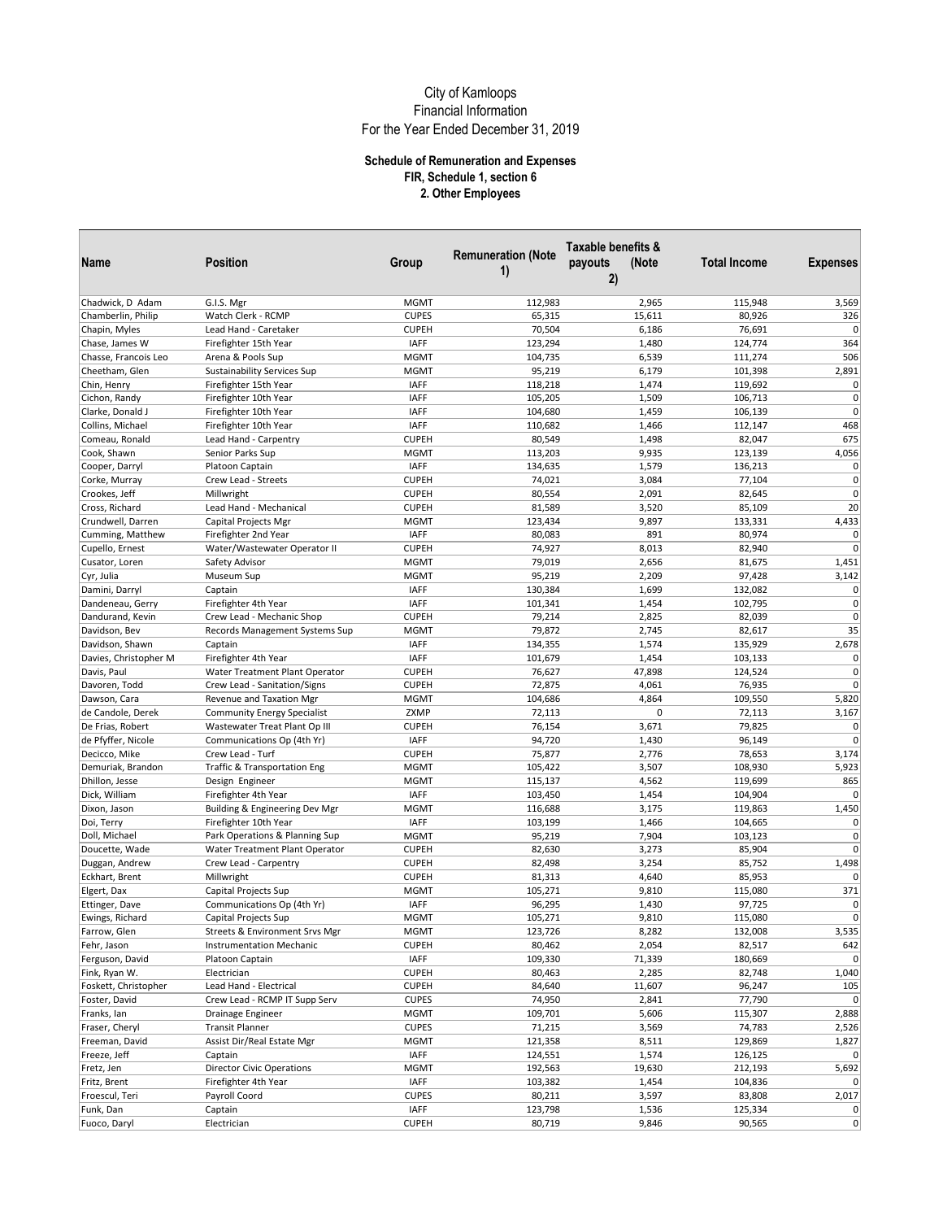City of Kamloops
Financial Information
For the Year Ended December 31, 2019

**Schedule of Remuneration and Expenses**
**FIR, Schedule 1, section 6**
**2. Other Employees**

| Name | Position | Group | Remuneration (Note 1) | Taxable benefits & payouts (Note 2) | Total Income | Expenses |
|---|---|---|---|---|---|---|
| Chadwick, D Adam | G.I.S. Mgr | MGMT | 112,983 | 2,965 | 115,948 | 3,569 |
| Chamberlin, Philip | Watch Clerk - RCMP | CUPES | 65,315 | 15,611 | 80,926 | 326 |
| Chapin, Myles | Lead Hand - Caretaker | CUPEH | 70,504 | 6,186 | 76,691 | 0 |
| Chase, James W | Firefighter 15th Year | IAFF | 123,294 | 1,480 | 124,774 | 364 |
| Chasse, Francois Leo | Arena & Pools Sup | MGMT | 104,735 | 6,539 | 111,274 | 506 |
| Cheetham, Glen | Sustainability Services Sup | MGMT | 95,219 | 6,179 | 101,398 | 2,891 |
| Chin, Henry | Firefighter 15th Year | IAFF | 118,218 | 1,474 | 119,692 | 0 |
| Cichon, Randy | Firefighter 10th Year | IAFF | 105,205 | 1,509 | 106,713 | 0 |
| Clarke, Donald J | Firefighter 10th Year | IAFF | 104,680 | 1,459 | 106,139 | 0 |
| Collins, Michael | Firefighter 10th Year | IAFF | 110,682 | 1,466 | 112,147 | 468 |
| Comeau, Ronald | Lead Hand - Carpentry | CUPEH | 80,549 | 1,498 | 82,047 | 675 |
| Cook, Shawn | Senior Parks Sup | MGMT | 113,203 | 9,935 | 123,139 | 4,056 |
| Cooper, Darryl | Platoon Captain | IAFF | 134,635 | 1,579 | 136,213 | 0 |
| Corke, Murray | Crew Lead - Streets | CUPEH | 74,021 | 3,084 | 77,104 | 0 |
| Crookes, Jeff | Millwright | CUPEH | 80,554 | 2,091 | 82,645 | 0 |
| Cross, Richard | Lead Hand - Mechanical | CUPEH | 81,589 | 3,520 | 85,109 | 20 |
| Crundwell, Darren | Capital Projects Mgr | MGMT | 123,434 | 9,897 | 133,331 | 4,433 |
| Cumming, Matthew | Firefighter 2nd Year | IAFF | 80,083 | 891 | 80,974 | 0 |
| Cupello, Ernest | Water/Wastewater Operator II | CUPEH | 74,927 | 8,013 | 82,940 | 0 |
| Cusator, Loren | Safety Advisor | MGMT | 79,019 | 2,656 | 81,675 | 1,451 |
| Cyr, Julia | Museum Sup | MGMT | 95,219 | 2,209 | 97,428 | 3,142 |
| Damini, Darryl | Captain | IAFF | 130,384 | 1,699 | 132,082 | 0 |
| Dandeneau, Gerry | Firefighter 4th Year | IAFF | 101,341 | 1,454 | 102,795 | 0 |
| Dandurand, Kevin | Crew Lead - Mechanic Shop | CUPEH | 79,214 | 2,825 | 82,039 | 0 |
| Davidson, Bev | Records Management Systems Sup | MGMT | 79,872 | 2,745 | 82,617 | 35 |
| Davidson, Shawn | Captain | IAFF | 134,355 | 1,574 | 135,929 | 2,678 |
| Davies, Christopher M | Firefighter 4th Year | IAFF | 101,679 | 1,454 | 103,133 | 0 |
| Davis, Paul | Water Treatment Plant Operator | CUPEH | 76,627 | 47,898 | 124,524 | 0 |
| Davoren, Todd | Crew Lead - Sanitation/Signs | CUPEH | 72,875 | 4,061 | 76,935 | 0 |
| Dawson, Cara | Revenue and Taxation Mgr | MGMT | 104,686 | 4,864 | 109,550 | 5,820 |
| de Candole, Derek | Community Energy Specialist | ZXMP | 72,113 | 0 | 72,113 | 3,167 |
| De Frias, Robert | Wastewater Treat Plant Op III | CUPEH | 76,154 | 3,671 | 79,825 | 0 |
| de Pfyffer, Nicole | Communications Op (4th Yr) | IAFF | 94,720 | 1,430 | 96,149 | 0 |
| Decicco, Mike | Crew Lead - Turf | CUPEH | 75,877 | 2,776 | 78,653 | 3,174 |
| Demuriak, Brandon | Traffic & Transportation Eng | MGMT | 105,422 | 3,507 | 108,930 | 5,923 |
| Dhillon, Jesse | Design Engineer | MGMT | 115,137 | 4,562 | 119,699 | 865 |
| Dick, William | Firefighter 4th Year | IAFF | 103,450 | 1,454 | 104,904 | 0 |
| Dixon, Jason | Building & Engineering Dev Mgr | MGMT | 116,688 | 3,175 | 119,863 | 1,450 |
| Doi, Terry | Firefighter 10th Year | IAFF | 103,199 | 1,466 | 104,665 | 0 |
| Doll, Michael | Park Operations & Planning Sup | MGMT | 95,219 | 7,904 | 103,123 | 0 |
| Doucette, Wade | Water Treatment Plant Operator | CUPEH | 82,630 | 3,273 | 85,904 | 0 |
| Duggan, Andrew | Crew Lead - Carpentry | CUPEH | 82,498 | 3,254 | 85,752 | 1,498 |
| Eckhart, Brent | Millwright | CUPEH | 81,313 | 4,640 | 85,953 | 0 |
| Elgert, Dax | Capital Projects Sup | MGMT | 105,271 | 9,810 | 115,080 | 371 |
| Ettinger, Dave | Communications Op (4th Yr) | IAFF | 96,295 | 1,430 | 97,725 | 0 |
| Ewings, Richard | Capital Projects Sup | MGMT | 105,271 | 9,810 | 115,080 | 0 |
| Farrow, Glen | Streets & Environment Srvs Mgr | MGMT | 123,726 | 8,282 | 132,008 | 3,535 |
| Fehr, Jason | Instrumentation Mechanic | CUPEH | 80,462 | 2,054 | 82,517 | 642 |
| Ferguson, David | Platoon Captain | IAFF | 109,330 | 71,339 | 180,669 | 0 |
| Fink, Ryan W. | Electrician | CUPEH | 80,463 | 2,285 | 82,748 | 1,040 |
| Foskett, Christopher | Lead Hand - Electrical | CUPEH | 84,640 | 11,607 | 96,247 | 105 |
| Foster, David | Crew Lead - RCMP IT Supp Serv | CUPES | 74,950 | 2,841 | 77,790 | 0 |
| Franks, Ian | Drainage Engineer | MGMT | 109,701 | 5,606 | 115,307 | 2,888 |
| Fraser, Cheryl | Transit Planner | CUPES | 71,215 | 3,569 | 74,783 | 2,526 |
| Freeman, David | Assist Dir/Real Estate Mgr | MGMT | 121,358 | 8,511 | 129,869 | 1,827 |
| Freeze, Jeff | Captain | IAFF | 124,551 | 1,574 | 126,125 | 0 |
| Fretz, Jen | Director Civic Operations | MGMT | 192,563 | 19,630 | 212,193 | 5,692 |
| Fritz, Brent | Firefighter 4th Year | IAFF | 103,382 | 1,454 | 104,836 | 0 |
| Froescul, Teri | Payroll Coord | CUPES | 80,211 | 3,597 | 83,808 | 2,017 |
| Funk, Dan | Captain | IAFF | 123,798 | 1,536 | 125,334 | 0 |
| Fuoco, Daryl | Electrician | CUPEH | 80,719 | 9,846 | 90,565 | 0 |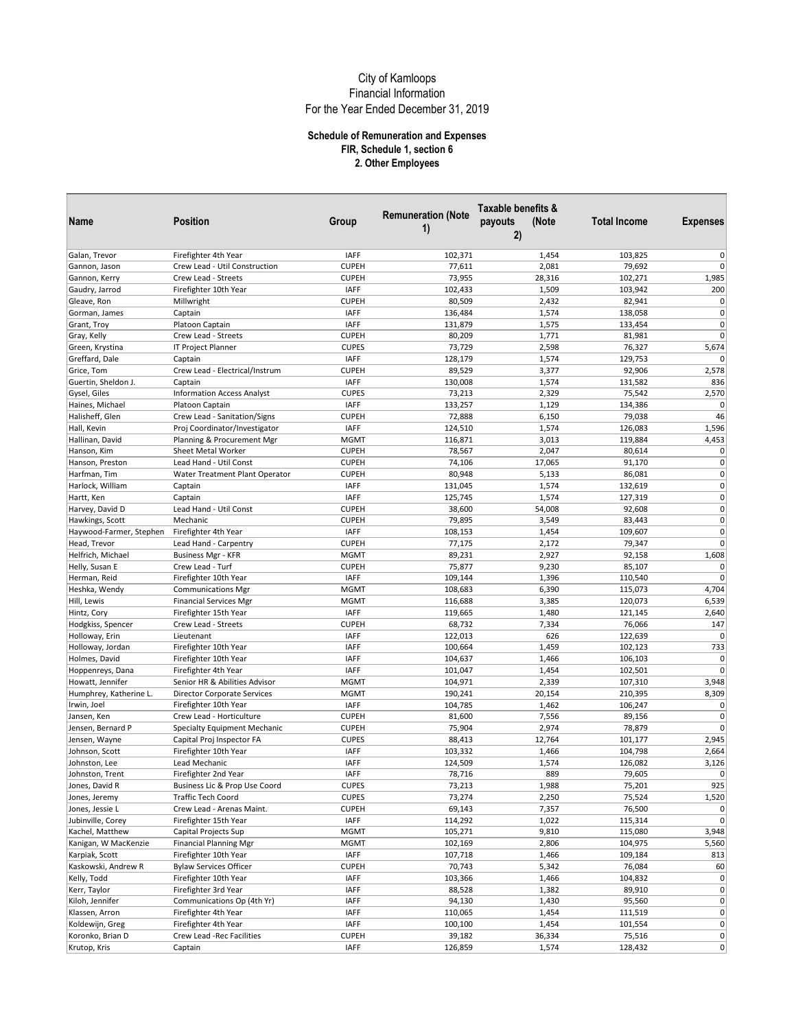# City of Kamloops
## Financial Information
## For the Year Ended December 31, 2019

### Schedule of Remuneration and Expenses
### FIR, Schedule 1, section 6
### 2. Other Employees

| Name | Position | Group | Remuneration (Note 1) | Taxable benefits & payouts (Note 2) | Total Income | Expenses |
|---|---|---|---|---|---|---|
| Galan, Trevor | Firefighter 4th Year | IAFF | 102,371 | 1,454 | 103,825 | 0 |
| Gannon, Jason | Crew Lead - Util Construction | CUPEH | 77,611 | 2,081 | 79,692 | 0 |
| Gannon, Kerry | Crew Lead - Streets | CUPEH | 73,955 | 28,316 | 102,271 | 1,985 |
| Gaudry, Jarrod | Firefighter 10th Year | IAFF | 102,433 | 1,509 | 103,942 | 200 |
| Gleave, Ron | Millwright | CUPEH | 80,509 | 2,432 | 82,941 | 0 |
| Gorman, James | Captain | IAFF | 136,484 | 1,574 | 138,058 | 0 |
| Grant, Troy | Platoon Captain | IAFF | 131,879 | 1,575 | 133,454 | 0 |
| Gray, Kelly | Crew Lead - Streets | CUPEH | 80,209 | 1,771 | 81,981 | 0 |
| Green, Krystina | IT Project Planner | CUPES | 73,729 | 2,598 | 76,327 | 5,674 |
| Greffard, Dale | Captain | IAFF | 128,179 | 1,574 | 129,753 | 0 |
| Grice, Tom | Crew Lead - Electrical/Instrum | CUPEH | 89,529 | 3,377 | 92,906 | 2,578 |
| Guertin, Sheldon J. | Captain | IAFF | 130,008 | 1,574 | 131,582 | 836 |
| Gysel, Giles | Information Access Analyst | CUPES | 73,213 | 2,329 | 75,542 | 2,570 |
| Haines, Michael | Platoon Captain | IAFF | 133,257 | 1,129 | 134,386 | 0 |
| Halisheff, Glen | Crew Lead - Sanitation/Signs | CUPEH | 72,888 | 6,150 | 79,038 | 46 |
| Hall, Kevin | Proj Coordinator/Investigator | IAFF | 124,510 | 1,574 | 126,083 | 1,596 |
| Hallinan, David | Planning & Procurement Mgr | MGMT | 116,871 | 3,013 | 119,884 | 4,453 |
| Hanson, Kim | Sheet Metal Worker | CUPEH | 78,567 | 2,047 | 80,614 | 0 |
| Hanson, Preston | Lead Hand - Util Const | CUPEH | 74,106 | 17,065 | 91,170 | 0 |
| Harfman, Tim | Water Treatment Plant Operator | CUPEH | 80,948 | 5,133 | 86,081 | 0 |
| Harlock, William | Captain | IAFF | 131,045 | 1,574 | 132,619 | 0 |
| Hartt, Ken | Captain | IAFF | 125,745 | 1,574 | 127,319 | 0 |
| Harvey, David D | Lead Hand - Util Const | CUPEH | 38,600 | 54,008 | 92,608 | 0 |
| Hawkings, Scott | Mechanic | CUPEH | 79,895 | 3,549 | 83,443 | 0 |
| Haywood-Farmer, Stephen | Firefighter 4th Year | IAFF | 108,153 | 1,454 | 109,607 | 0 |
| Head, Trevor | Lead Hand - Carpentry | CUPEH | 77,175 | 2,172 | 79,347 | 0 |
| Helfrich, Michael | Business Mgr - KFR | MGMT | 89,231 | 2,927 | 92,158 | 1,608 |
| Helly, Susan E | Crew Lead - Turf | CUPEH | 75,877 | 9,230 | 85,107 | 0 |
| Herman, Reid | Firefighter 10th Year | IAFF | 109,144 | 1,396 | 110,540 | 0 |
| Heshka, Wendy | Communications Mgr | MGMT | 108,683 | 6,390 | 115,073 | 4,704 |
| Hill, Lewis | Financial Services Mgr | MGMT | 116,688 | 3,385 | 120,073 | 6,539 |
| Hintz, Cory | Firefighter 15th Year | IAFF | 119,665 | 1,480 | 121,145 | 2,640 |
| Hodgkiss, Spencer | Crew Lead - Streets | CUPEH | 68,732 | 7,334 | 76,066 | 147 |
| Holloway, Erin | Lieutenant | IAFF | 122,013 | 626 | 122,639 | 0 |
| Holloway, Jordan | Firefighter 10th Year | IAFF | 100,664 | 1,459 | 102,123 | 733 |
| Holmes, David | Firefighter 10th Year | IAFF | 104,637 | 1,466 | 106,103 | 0 |
| Hoppenreys, Dana | Firefighter 4th Year | IAFF | 101,047 | 1,454 | 102,501 | 0 |
| Howatt, Jennifer | Senior HR & Abilities Advisor | MGMT | 104,971 | 2,339 | 107,310 | 3,948 |
| Humphrey, Katherine L. | Director Corporate Services | MGMT | 190,241 | 20,154 | 210,395 | 8,309 |
| Irwin, Joel | Firefighter 10th Year | IAFF | 104,785 | 1,462 | 106,247 | 0 |
| Jansen, Ken | Crew Lead - Horticulture | CUPEH | 81,600 | 7,556 | 89,156 | 0 |
| Jensen, Bernard P | Specialty Equipment Mechanic | CUPEH | 75,904 | 2,974 | 78,879 | 0 |
| Jensen, Wayne | Capital Proj Inspector FA | CUPES | 88,413 | 12,764 | 101,177 | 2,945 |
| Johnson, Scott | Firefighter 10th Year | IAFF | 103,332 | 1,466 | 104,798 | 2,664 |
| Johnston, Lee | Lead Mechanic | IAFF | 124,509 | 1,574 | 126,082 | 3,126 |
| Johnston, Trent | Firefighter 2nd Year | IAFF | 78,716 | 889 | 79,605 | 0 |
| Jones, David R | Business Lic & Prop Use Coord | CUPES | 73,213 | 1,988 | 75,201 | 925 |
| Jones, Jeremy | Traffic Tech Coord | CUPES | 73,274 | 2,250 | 75,524 | 1,520 |
| Jones, Jessie L | Crew Lead - Arenas Maint. | CUPEH | 69,143 | 7,357 | 76,500 | 0 |
| Jubinville, Corey | Firefighter 15th Year | IAFF | 114,292 | 1,022 | 115,314 | 0 |
| Kachel, Matthew | Capital Projects Sup | MGMT | 105,271 | 9,810 | 115,080 | 3,948 |
| Kanigan, W MacKenzie | Financial Planning Mgr | MGMT | 102,169 | 2,806 | 104,975 | 5,560 |
| Karpiak, Scott | Firefighter 10th Year | IAFF | 107,718 | 1,466 | 109,184 | 813 |
| Kaskowski, Andrew R | Bylaw Services Officer | CUPEH | 70,743 | 5,342 | 76,084 | 60 |
| Kelly, Todd | Firefighter 10th Year | IAFF | 103,366 | 1,466 | 104,832 | 0 |
| Kerr, Taylor | Firefighter 3rd Year | IAFF | 88,528 | 1,382 | 89,910 | 0 |
| Kiloh, Jennifer | Communications Op (4th Yr) | IAFF | 94,130 | 1,430 | 95,560 | 0 |
| Klassen, Arron | Firefighter 4th Year | IAFF | 110,065 | 1,454 | 111,519 | 0 |
| Koldewijn, Greg | Firefighter 4th Year | IAFF | 100,100 | 1,454 | 101,554 | 0 |
| Koronko, Brian D | Crew Lead -Rec Facilities | CUPEH | 39,182 | 36,334 | 75,516 | 0 |
| Krutop, Kris | Captain | IAFF | 126,859 | 1,574 | 128,432 | 0 |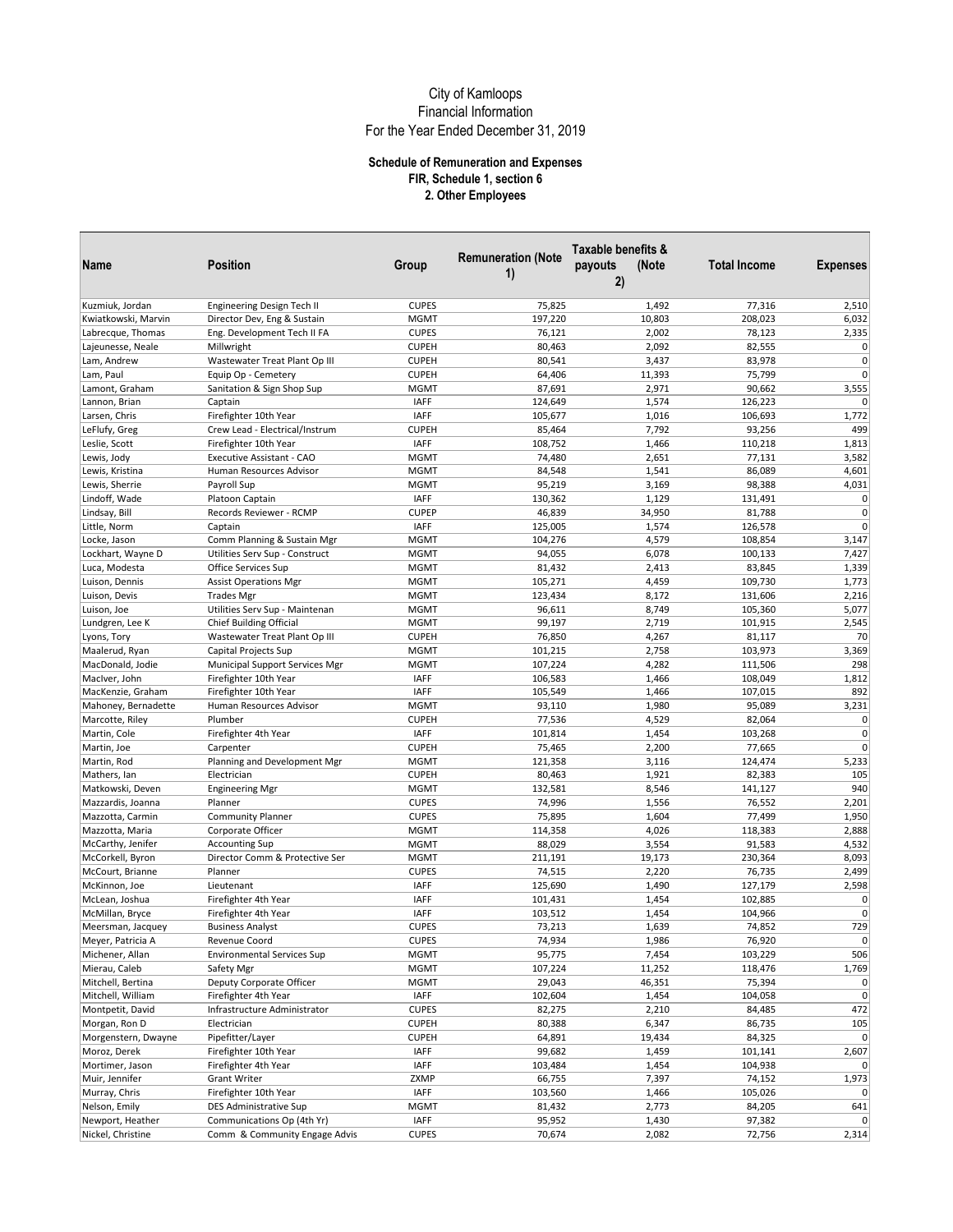# City of Kamloops
## Financial Information
## For the Year Ended December 31, 2019

### Schedule of Remuneration and Expenses
### FIR, Schedule 1, section 6
### 2. Other Employees

| Name | Position | Group | Remuneration (Note 1) | Taxable benefits & payouts (Note 2) | Total Income | Expenses |
|---|---|---|---|---|---|---|
| Kuzmiuk, Jordan | Engineering Design Tech II | CUPES | 75,825 | 1,492 | 77,316 | 2,510 |
| Kwiatkowski, Marvin | Director Dev, Eng & Sustain | MGMT | 197,220 | 10,803 | 208,023 | 6,032 |
| Labrecque, Thomas | Eng. Development Tech II FA | CUPES | 76,121 | 2,002 | 78,123 | 2,335 |
| Lajeunesse, Neale | Millwright | CUPEH | 80,463 | 2,092 | 82,555 | 0 |
| Lam, Andrew | Wastewater Treat Plant Op III | CUPEH | 80,541 | 3,437 | 83,978 | 0 |
| Lam, Paul | Equip Op - Cemetery | CUPEH | 64,406 | 11,393 | 75,799 | 0 |
| Lamont, Graham | Sanitation & Sign Shop Sup | MGMT | 87,691 | 2,971 | 90,662 | 3,555 |
| Lannon, Brian | Captain | IAFF | 124,649 | 1,574 | 126,223 | 0 |
| Larsen, Chris | Firefighter 10th Year | IAFF | 105,677 | 1,016 | 106,693 | 1,772 |
| LeFlufy, Greg | Crew Lead - Electrical/Instrum | CUPEH | 85,464 | 7,792 | 93,256 | 499 |
| Leslie, Scott | Firefighter 10th Year | IAFF | 108,752 | 1,466 | 110,218 | 1,813 |
| Lewis, Jody | Executive Assistant - CAO | MGMT | 74,480 | 2,651 | 77,131 | 3,582 |
| Lewis, Kristina | Human Resources Advisor | MGMT | 84,548 | 1,541 | 86,089 | 4,601 |
| Lewis, Sherrie | Payroll Sup | MGMT | 95,219 | 3,169 | 98,388 | 4,031 |
| Lindoff, Wade | Platoon Captain | IAFF | 130,362 | 1,129 | 131,491 | 0 |
| Lindsay, Bill | Records Reviewer - RCMP | CUPEP | 46,839 | 34,950 | 81,788 | 0 |
| Little, Norm | Captain | IAFF | 125,005 | 1,574 | 126,578 | 0 |
| Locke, Jason | Comm Planning & Sustain Mgr | MGMT | 104,276 | 4,579 | 108,854 | 3,147 |
| Lockhart, Wayne D | Utilities Serv Sup - Construct | MGMT | 94,055 | 6,078 | 100,133 | 7,427 |
| Luca, Modesta | Office Services Sup | MGMT | 81,432 | 2,413 | 83,845 | 1,339 |
| Luison, Dennis | Assist Operations Mgr | MGMT | 105,271 | 4,459 | 109,730 | 1,773 |
| Luison, Devis | Trades Mgr | MGMT | 123,434 | 8,172 | 131,606 | 2,216 |
| Luison, Joe | Utilities Serv Sup - Maintenan | MGMT | 96,611 | 8,749 | 105,360 | 5,077 |
| Lundgren, Lee K | Chief Building Official | MGMT | 99,197 | 2,719 | 101,915 | 2,545 |
| Lyons, Tory | Wastewater Treat Plant Op III | CUPEH | 76,850 | 4,267 | 81,117 | 70 |
| Maalerud, Ryan | Capital Projects Sup | MGMT | 101,215 | 2,758 | 103,973 | 3,369 |
| MacDonald, Jodie | Municipal Support Services Mgr | MGMT | 107,224 | 4,282 | 111,506 | 298 |
| MacIver, John | Firefighter 10th Year | IAFF | 106,583 | 1,466 | 108,049 | 1,812 |
| MacKenzie, Graham | Firefighter 10th Year | IAFF | 105,549 | 1,466 | 107,015 | 892 |
| Mahoney, Bernadette | Human Resources Advisor | MGMT | 93,110 | 1,980 | 95,089 | 3,231 |
| Marcotte, Riley | Plumber | CUPEH | 77,536 | 4,529 | 82,064 | 0 |
| Martin, Cole | Firefighter 4th Year | IAFF | 101,814 | 1,454 | 103,268 | 0 |
| Martin, Joe | Carpenter | CUPEH | 75,465 | 2,200 | 77,665 | 0 |
| Martin, Rod | Planning and Development Mgr | MGMT | 121,358 | 3,116 | 124,474 | 5,233 |
| Mathers, Ian | Electrician | CUPEH | 80,463 | 1,921 | 82,383 | 105 |
| Matkowski, Deven | Engineering Mgr | MGMT | 132,581 | 8,546 | 141,127 | 940 |
| Mazzardis, Joanna | Planner | CUPES | 74,996 | 1,556 | 76,552 | 2,201 |
| Mazzotta, Carmin | Community Planner | CUPES | 75,895 | 1,604 | 77,499 | 1,950 |
| Mazzotta, Maria | Corporate Officer | MGMT | 114,358 | 4,026 | 118,383 | 2,888 |
| McCarthy, Jenifer | Accounting Sup | MGMT | 88,029 | 3,554 | 91,583 | 4,532 |
| McCorkell, Byron | Director Comm & Protective Ser | MGMT | 211,191 | 19,173 | 230,364 | 8,093 |
| McCourt, Brianne | Planner | CUPES | 74,515 | 2,220 | 76,735 | 2,499 |
| McKinnon, Joe | Lieutenant | IAFF | 125,690 | 1,490 | 127,179 | 2,598 |
| McLean, Joshua | Firefighter 4th Year | IAFF | 101,431 | 1,454 | 102,885 | 0 |
| McMillan, Bryce | Firefighter 4th Year | IAFF | 103,512 | 1,454 | 104,966 | 0 |
| Meersman, Jacquey | Business Analyst | CUPES | 73,213 | 1,639 | 74,852 | 729 |
| Meyer, Patricia A | Revenue Coord | CUPES | 74,934 | 1,986 | 76,920 | 0 |
| Michener, Allan | Environmental Services Sup | MGMT | 95,775 | 7,454 | 103,229 | 506 |
| Mierau, Caleb | Safety Mgr | MGMT | 107,224 | 11,252 | 118,476 | 1,769 |
| Mitchell, Bertina | Deputy Corporate Officer | MGMT | 29,043 | 46,351 | 75,394 | 0 |
| Mitchell, William | Firefighter 4th Year | IAFF | 102,604 | 1,454 | 104,058 | 0 |
| Montpetit, David | Infrastructure Administrator | CUPES | 82,275 | 2,210 | 84,485 | 472 |
| Morgan, Ron D | Electrician | CUPEH | 80,388 | 6,347 | 86,735 | 105 |
| Morgenstern, Dwayne | Pipefitter/Layer | CUPEH | 64,891 | 19,434 | 84,325 | 0 |
| Moroz, Derek | Firefighter 10th Year | IAFF | 99,682 | 1,459 | 101,141 | 2,607 |
| Mortimer, Jason | Firefighter 4th Year | IAFF | 103,484 | 1,454 | 104,938 | 0 |
| Muir, Jennifer | Grant Writer | ZXMP | 66,755 | 7,397 | 74,152 | 1,973 |
| Murray, Chris | Firefighter 10th Year | IAFF | 103,560 | 1,466 | 105,026 | 0 |
| Nelson, Emily | DES Administrative Sup | MGMT | 81,432 | 2,773 | 84,205 | 641 |
| Newport, Heather | Communications Op (4th Yr) | IAFF | 95,952 | 1,430 | 97,382 | 0 |
| Nickel, Christine | Comm & Community Engage Advis | CUPES | 70,674 | 2,082 | 72,756 | 2,314 |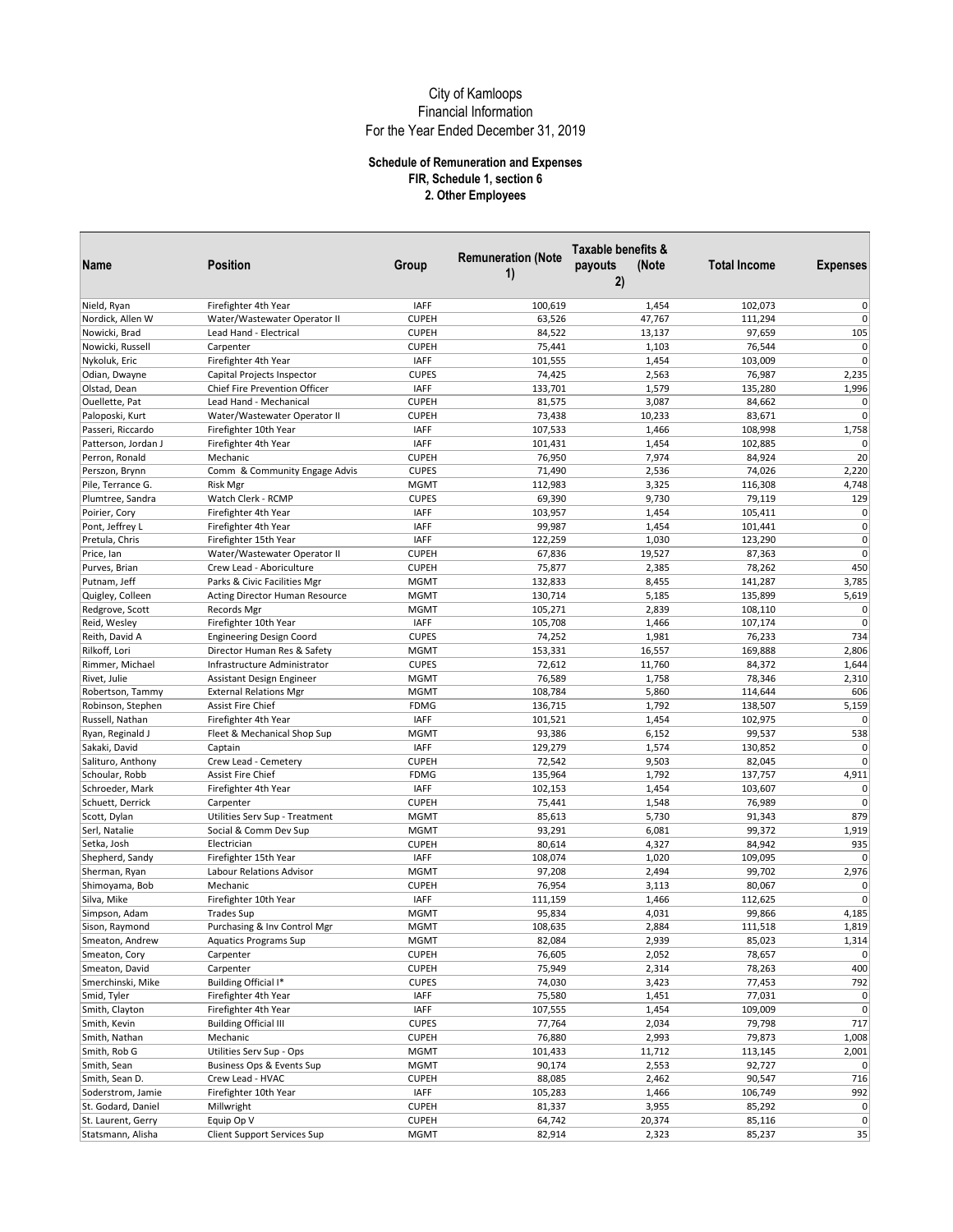# City of Kamloops
## Financial Information
## For the Year Ended December 31, 2019

### Schedule of Remuneration and Expenses
### FIR, Schedule 1, section 6
### 2. Other Employees

| Name | Position | Group | Remuneration (Note 1) | Taxable benefits & payouts (Note 2) | Total Income | Expenses |
|---|---|---|---|---|---|---|
| Nield, Ryan | Firefighter 4th Year | IAFF | 100,619 | 1,454 | 102,073 | 0 |
| Nordick, Allen W | Water/Wastewater Operator II | CUPEH | 63,526 | 47,767 | 111,294 | 0 |
| Nowicki, Brad | Lead Hand - Electrical | CUPEH | 84,522 | 13,137 | 97,659 | 105 |
| Nowicki, Russell | Carpenter | CUPEH | 75,441 | 1,103 | 76,544 | 0 |
| Nykoluk, Eric | Firefighter 4th Year | IAFF | 101,555 | 1,454 | 103,009 | 0 |
| Odian, Dwayne | Capital Projects Inspector | CUPES | 74,425 | 2,563 | 76,987 | 2,235 |
| Olstad, Dean | Chief Fire Prevention Officer | IAFF | 133,701 | 1,579 | 135,280 | 1,996 |
| Ouellette, Pat | Lead Hand - Mechanical | CUPEH | 81,575 | 3,087 | 84,662 | 0 |
| Paloposki, Kurt | Water/Wastewater Operator II | CUPEH | 73,438 | 10,233 | 83,671 | 0 |
| Passeri, Riccardo | Firefighter 10th Year | IAFF | 107,533 | 1,466 | 108,998 | 1,758 |
| Patterson, Jordan J | Firefighter 4th Year | IAFF | 101,431 | 1,454 | 102,885 | 0 |
| Perron, Ronald | Mechanic | CUPEH | 76,950 | 7,974 | 84,924 | 20 |
| Perszon, Brynn | Comm & Community Engage Advis | CUPES | 71,490 | 2,536 | 74,026 | 2,220 |
| Pile, Terrance G. | Risk Mgr | MGMT | 112,983 | 3,325 | 116,308 | 4,748 |
| Plumtree, Sandra | Watch Clerk - RCMP | CUPES | 69,390 | 9,730 | 79,119 | 129 |
| Poirier, Cory | Firefighter 4th Year | IAFF | 103,957 | 1,454 | 105,411 | 0 |
| Pont, Jeffrey L | Firefighter 4th Year | IAFF | 99,987 | 1,454 | 101,441 | 0 |
| Pretula, Chris | Firefighter 15th Year | IAFF | 122,259 | 1,030 | 123,290 | 0 |
| Price, Ian | Water/Wastewater Operator II | CUPEH | 67,836 | 19,527 | 87,363 | 0 |
| Purves, Brian | Crew Lead - Aboriculture | CUPEH | 75,877 | 2,385 | 78,262 | 450 |
| Putnam, Jeff | Parks & Civic Facilities Mgr | MGMT | 132,833 | 8,455 | 141,287 | 3,785 |
| Quigley, Colleen | Acting Director Human Resource | MGMT | 130,714 | 5,185 | 135,899 | 5,619 |
| Redgrove, Scott | Records Mgr | MGMT | 105,271 | 2,839 | 108,110 | 0 |
| Reid, Wesley | Firefighter 10th Year | IAFF | 105,708 | 1,466 | 107,174 | 0 |
| Reith, David A | Engineering Design Coord | CUPES | 74,252 | 1,981 | 76,233 | 734 |
| Rilkoff, Lori | Director Human Res & Safety | MGMT | 153,331 | 16,557 | 169,888 | 2,806 |
| Rimmer, Michael | Infrastructure Administrator | CUPES | 72,612 | 11,760 | 84,372 | 1,644 |
| Rivet, Julie | Assistant Design Engineer | MGMT | 76,589 | 1,758 | 78,346 | 2,310 |
| Robertson, Tammy | External Relations Mgr | MGMT | 108,784 | 5,860 | 114,644 | 606 |
| Robinson, Stephen | Assist Fire Chief | FDMG | 136,715 | 1,792 | 138,507 | 5,159 |
| Russell, Nathan | Firefighter 4th Year | IAFF | 101,521 | 1,454 | 102,975 | 0 |
| Ryan, Reginald J | Fleet & Mechanical Shop Sup | MGMT | 93,386 | 6,152 | 99,537 | 538 |
| Sakaki, David | Captain | IAFF | 129,279 | 1,574 | 130,852 | 0 |
| Salituro, Anthony | Crew Lead - Cemetery | CUPEH | 72,542 | 9,503 | 82,045 | 0 |
| Schoular, Robb | Assist Fire Chief | FDMG | 135,964 | 1,792 | 137,757 | 4,911 |
| Schroeder, Mark | Firefighter 4th Year | IAFF | 102,153 | 1,454 | 103,607 | 0 |
| Schuett, Derrick | Carpenter | CUPEH | 75,441 | 1,548 | 76,989 | 0 |
| Scott, Dylan | Utilities Serv Sup - Treatment | MGMT | 85,613 | 5,730 | 91,343 | 879 |
| Serl, Natalie | Social & Comm Dev Sup | MGMT | 93,291 | 6,081 | 99,372 | 1,919 |
| Setka, Josh | Electrician | CUPEH | 80,614 | 4,327 | 84,942 | 935 |
| Shepherd, Sandy | Firefighter 15th Year | IAFF | 108,074 | 1,020 | 109,095 | 0 |
| Sherman, Ryan | Labour Relations Advisor | MGMT | 97,208 | 2,494 | 99,702 | 2,976 |
| Shimoyama, Bob | Mechanic | CUPEH | 76,954 | 3,113 | 80,067 | 0 |
| Silva, Mike | Firefighter 10th Year | IAFF | 111,159 | 1,466 | 112,625 | 0 |
| Simpson, Adam | Trades Sup | MGMT | 95,834 | 4,031 | 99,866 | 4,185 |
| Sison, Raymond | Purchasing & Inv Control Mgr | MGMT | 108,635 | 2,884 | 111,518 | 1,819 |
| Smeaton, Andrew | Aquatics Programs Sup | MGMT | 82,084 | 2,939 | 85,023 | 1,314 |
| Smeaton, Cory | Carpenter | CUPEH | 76,605 | 2,052 | 78,657 | 0 |
| Smeaton, David | Carpenter | CUPEH | 75,949 | 2,314 | 78,263 | 400 |
| Smerchinski, Mike | Building Official I* | CUPES | 74,030 | 3,423 | 77,453 | 792 |
| Smid, Tyler | Firefighter 4th Year | IAFF | 75,580 | 1,451 | 77,031 | 0 |
| Smith, Clayton | Firefighter 4th Year | IAFF | 107,555 | 1,454 | 109,009 | 0 |
| Smith, Kevin | Building Official III | CUPES | 77,764 | 2,034 | 79,798 | 717 |
| Smith, Nathan | Mechanic | CUPEH | 76,880 | 2,993 | 79,873 | 1,008 |
| Smith, Rob G | Utilities Serv Sup - Ops | MGMT | 101,433 | 11,712 | 113,145 | 2,001 |
| Smith, Sean | Business Ops & Events Sup | MGMT | 90,174 | 2,553 | 92,727 | 0 |
| Smith, Sean D. | Crew Lead - HVAC | CUPEH | 88,085 | 2,462 | 90,547 | 716 |
| Soderstrom, Jamie | Firefighter 10th Year | IAFF | 105,283 | 1,466 | 106,749 | 992 |
| St. Godard, Daniel | Millwright | CUPEH | 81,337 | 3,955 | 85,292 | 0 |
| St. Laurent, Gerry | Equip Op V | CUPEH | 64,742 | 20,374 | 85,116 | 0 |
| Statsmann, Alisha | Client Support Services Sup | MGMT | 82,914 | 2,323 | 85,237 | 35 |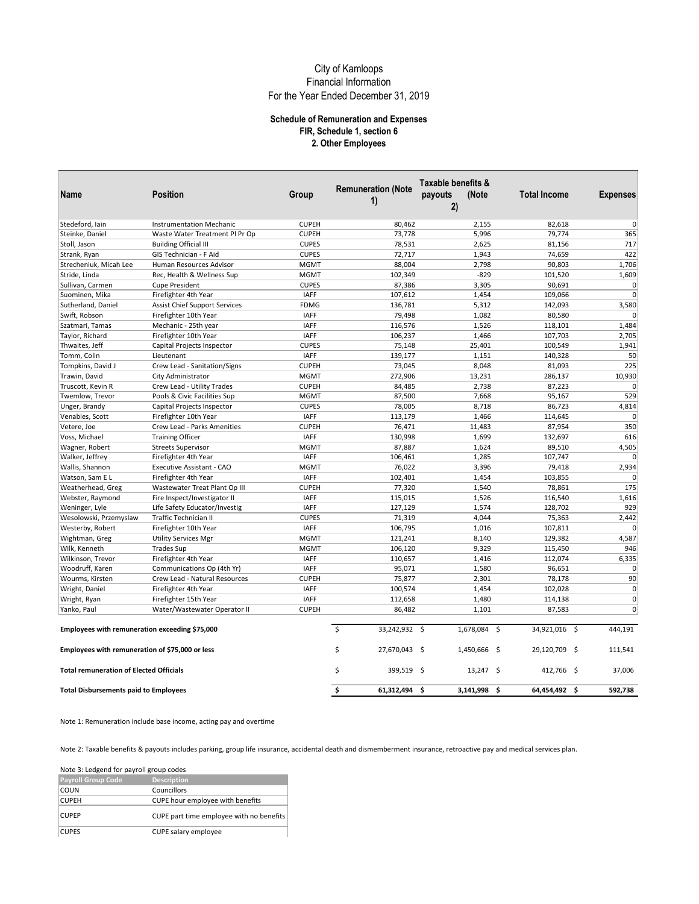City of Kamloops
Financial Information
For the Year Ended December 31, 2019

**Schedule of Remuneration and Expenses**
**FIR, Schedule 1, section 6**
**2. Other Employees**

| Name | Position | Group | Remuneration (Note 1) | Taxable benefits & payouts (Note 2) | Total Income | Expenses |
|---|---|---|---|---|---|---|
| Stedeford, Iain | Instrumentation Mechanic | CUPEH | 80,462 | 2,155 | 82,618 | 0 |
| Steinke, Daniel | Waste Water Treatment Pl Pr Op | CUPEH | 73,778 | 5,996 | 79,774 | 365 |
| Stoll, Jason | Building Official III | CUPES | 78,531 | 2,625 | 81,156 | 717 |
| Strank, Ryan | GIS Technician - F Aid | CUPES | 72,717 | 1,943 | 74,659 | 422 |
| Strecheniuk, Micah Lee | Human Resources Advisor | MGMT | 88,004 | 2,798 | 90,803 | 1,706 |
| Stride, Linda | Rec, Health & Wellness Sup | MGMT | 102,349 | -829 | 101,520 | 1,609 |
| Sullivan, Carmen | Cupe President | CUPES | 87,386 | 3,305 | 90,691 | 0 |
| Suominen, Mika | Firefighter 4th Year | IAFF | 107,612 | 1,454 | 109,066 | 0 |
| Sutherland, Daniel | Assist Chief Support Services | FDMG | 136,781 | 5,312 | 142,093 | 3,580 |
| Swift, Robson | Firefighter 10th Year | IAFF | 79,498 | 1,082 | 80,580 | 0 |
| Szatmari, Tamas | Mechanic - 25th year | IAFF | 116,576 | 1,526 | 118,101 | 1,484 |
| Taylor, Richard | Firefighter 10th Year | IAFF | 106,237 | 1,466 | 107,703 | 2,705 |
| Thwaites, Jeff | Capital Projects Inspector | CUPES | 75,148 | 25,401 | 100,549 | 1,941 |
| Tomm, Colin | Lieutenant | IAFF | 139,177 | 1,151 | 140,328 | 50 |
| Tompkins, David J | Crew Lead - Sanitation/Signs | CUPEH | 73,045 | 8,048 | 81,093 | 225 |
| Trawin, David | City Administrator | MGMT | 272,906 | 13,231 | 286,137 | 10,930 |
| Truscott, Kevin R | Crew Lead - Utility Trades | CUPEH | 84,485 | 2,738 | 87,223 | 0 |
| Twemlow, Trevor | Pools & Civic Facilities Sup | MGMT | 87,500 | 7,668 | 95,167 | 529 |
| Unger, Brandy | Capital Projects Inspector | CUPES | 78,005 | 8,718 | 86,723 | 4,814 |
| Venables, Scott | Firefighter 10th Year | IAFF | 113,179 | 1,466 | 114,645 | 0 |
| Vetere, Joe | Crew Lead - Parks Amenities | CUPEH | 76,471 | 11,483 | 87,954 | 350 |
| Voss, Michael | Training Officer | IAFF | 130,998 | 1,699 | 132,697 | 616 |
| Wagner, Robert | Streets Supervisor | MGMT | 87,887 | 1,624 | 89,510 | 4,505 |
| Walker, Jeffrey | Firefighter 4th Year | IAFF | 106,461 | 1,285 | 107,747 | 0 |
| Wallis, Shannon | Executive Assistant - CAO | MGMT | 76,022 | 3,396 | 79,418 | 2,934 |
| Watson, Sam E L | Firefighter 4th Year | IAFF | 102,401 | 1,454 | 103,855 | 0 |
| Weatherhead, Greg | Wastewater Treat Plant Op III | CUPEH | 77,320 | 1,540 | 78,861 | 175 |
| Webster, Raymond | Fire Inspect/Investigator II | IAFF | 115,015 | 1,526 | 116,540 | 1,616 |
| Weninger, Lyle | Life Safety Educator/Investig | IAFF | 127,129 | 1,574 | 128,702 | 929 |
| Wesolowski, Przemyslaw | Traffic Technician II | CUPES | 71,319 | 4,044 | 75,363 | 2,442 |
| Westerby, Robert | Firefighter 10th Year | IAFF | 106,795 | 1,016 | 107,811 | 0 |
| Wightman, Greg | Utility Services Mgr | MGMT | 121,241 | 8,140 | 129,382 | 4,587 |
| Wilk, Kenneth | Trades Sup | MGMT | 106,120 | 9,329 | 115,450 | 946 |
| Wilkinson, Trevor | Firefighter 4th Year | IAFF | 110,657 | 1,416 | 112,074 | 6,335 |
| Woodruff, Karen | Communications Op (4th Yr) | IAFF | 95,071 | 1,580 | 96,651 | 0 |
| Wourms, Kirsten | Crew Lead - Natural Resources | CUPEH | 75,877 | 2,301 | 78,178 | 90 |
| Wright, Daniel | Firefighter 4th Year | IAFF | 100,574 | 1,454 | 102,028 | 0 |
| Wright, Ryan | Firefighter 15th Year | IAFF | 112,658 | 1,480 | 114,138 | 0 |
| Yanko, Paul | Water/Wastewater Operator II | CUPEH | 86,482 | 1,101 | 87,583 | 0 |
| **Employees with remuneration exceeding $75,000** | | | $ 33,242,932 | $ 1,678,084 | $ 34,921,016 | $ 444,191 |
| **Employees with remuneration of $75,000 or less** | | | $ 27,670,043 | $ 1,450,666 | $ 29,120,709 | $ 111,541 |
| **Total remuneration of Elected Officials** | | | $ 399,519 | $ 13,247 | $ 412,766 | $ 37,006 |
| **Total Disbursements paid to Employees** | | | **$ 61,312,494** | **$ 3,141,998** | **$ 64,454,492** | **$ 592,738** |

Note 1: Remuneration include base income, acting pay and overtime

Note 2: Taxable benefits & payouts includes parking, group life insurance, accidental death and dismemberment insurance, retroactive pay and medical services plan.

Note 3: Ledgend for payroll group codes

| Payroll Group Code | Description |
|---|---|
| COUN | Councillors |
| CUPEH | CUPE hour employee with benefits |
| CUPEP | CUPE part time employee with no benefits |
| CUPES | CUPE salary employee |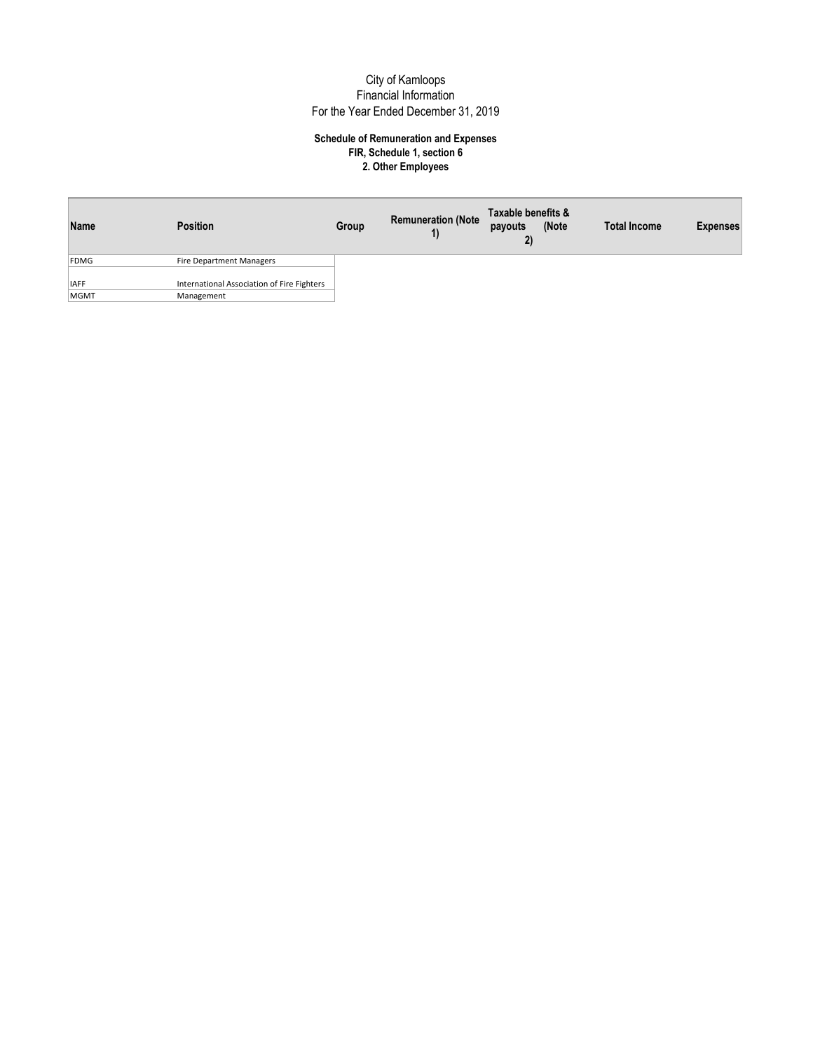City of Kamloops
Financial Information
For the Year Ended December 31, 2019

**Schedule of Remuneration and Expenses**
**FIR, Schedule 1, section 6**
**2. Other Employees**

| Name | Position | Group | Remuneration (Note 1) | Taxable benefits & payouts (Note 2) | Total Income | Expenses |
|---|---|---|---|---|---|---|
| FDMG | Fire Department Managers | | | | | |
| IAFF | International Association of Fire Fighters | | | | | |
| MGMT | Management | | | | | |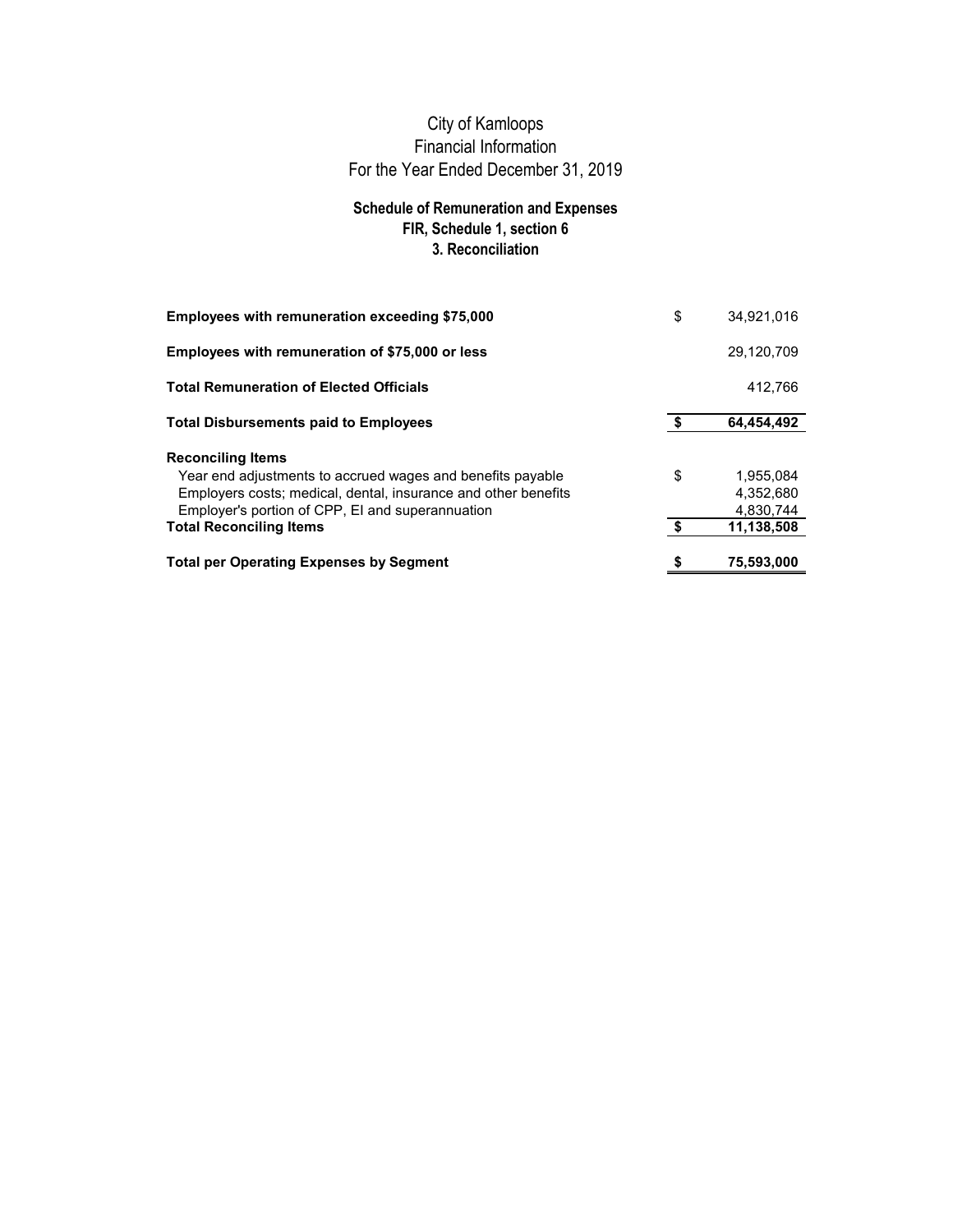# City of Kamloops
# Financial Information
# For the Year Ended December 31, 2019

## Schedule of Remuneration and Expenses
## FIR, Schedule 1, section 6
## 3. Reconciliation

| | | |
|---|---|---|
| **Employees with remuneration exceeding $75,000** | $ | 34,921,016 |
| **Employees with remuneration of $75,000 or less** | | 29,120,709 |
| **Total Remuneration of Elected Officials** | | 412,766 |
| **Total Disbursements paid to Employees** | **$** | **64,454,492** |
| **Reconciling Items** | | |
| Year end adjustments to accrued wages and benefits payable | $ | 1,955,084 |
| Employers costs; medical, dental, insurance and other benefits | | 4,352,680 |
| Employer's portion of CPP, EI and superannuation | | 4,830,744 |
| **Total Reconciling Items** | **$** | **11,138,508** |
| **Total per Operating Expenses by Segment** | **$** | **75,593,000** |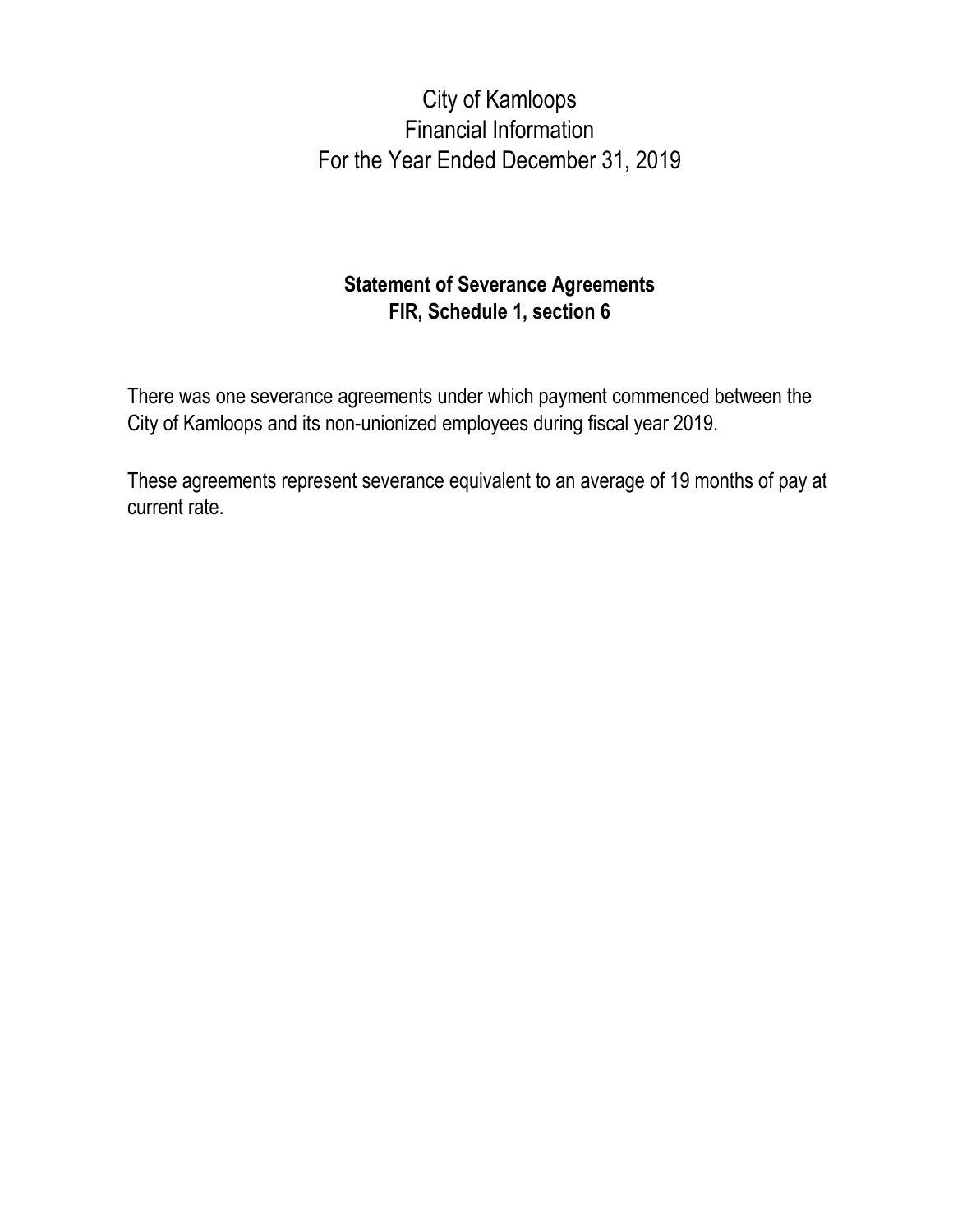# City of Kamloops
# Financial Information
# For the Year Ended December 31, 2019

## Statement of Severance Agreements
## FIR, Schedule 1, section 6

There was one severance agreements under which payment commenced between the City of Kamloops and its non-unionized employees during fiscal year 2019.

These agreements represent severance equivalent to an average of 19 months of pay at current rate.